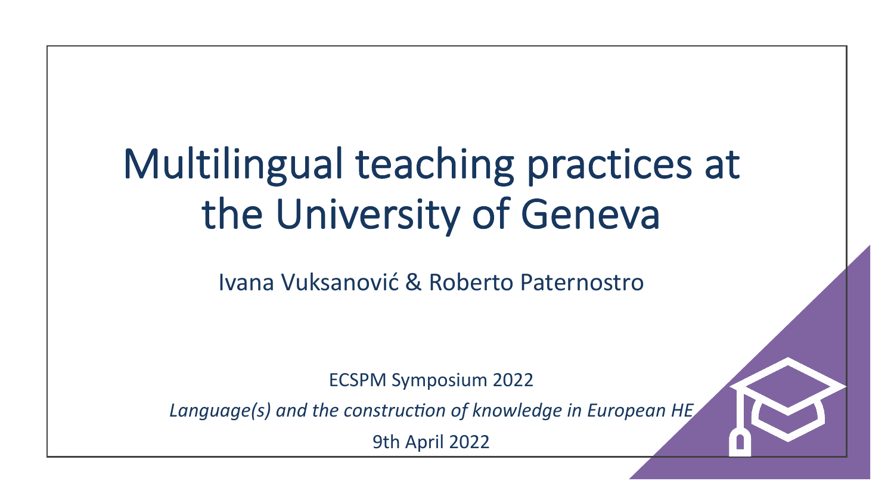# Multilingual teaching practices at the University of Geneva

Ivana Vuksanović & Roberto Paternostro

ECSPM Symposium 2022

*Language(s) and the construction of knowledge in European HE*

9th April 2022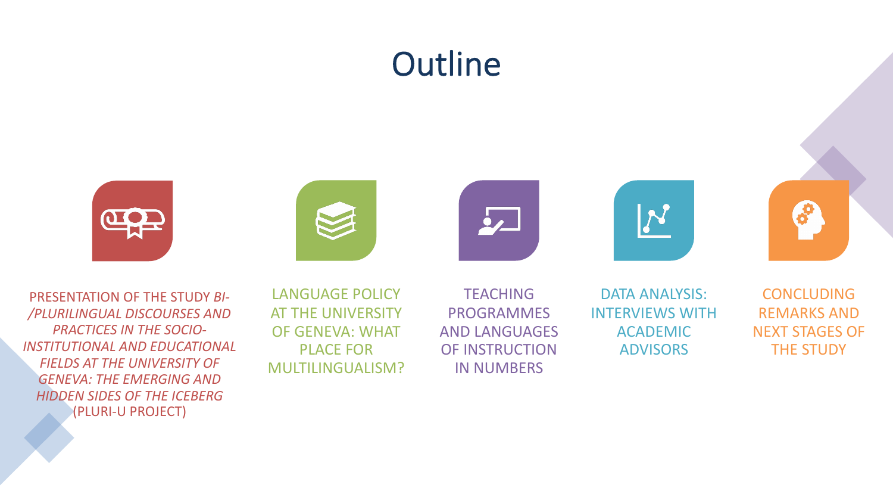# Outline

- PRESENTATION OF THE STUDY *BI-/PLURILINGUAL DISCOURSES AND PRACTICES IN THE SOCIO-INSTITUTIONAL AND EDUCATIONAL FIELDS AT THE UNIVERSITY OF GENEVA: THE EMERGING AND HIDDEN SIDES OF THE ICEBERG* (PLURI-U PROJECT)
- LANGUAGE POLICY AT THE UNIVERSITY OF GENEVA: WHAT PLACE FOR MULTILINGUALISM?
- TEACHING PROGRAMMES AND LANGUAGES OF INSTRUCTION IN NUMBERS
- DATA ANALYSIS: INTERVIEWS WITH ACADEMIC ADVISORS
- CONCLUDING REMARKS AND NEXT STAGES OF THE STUDY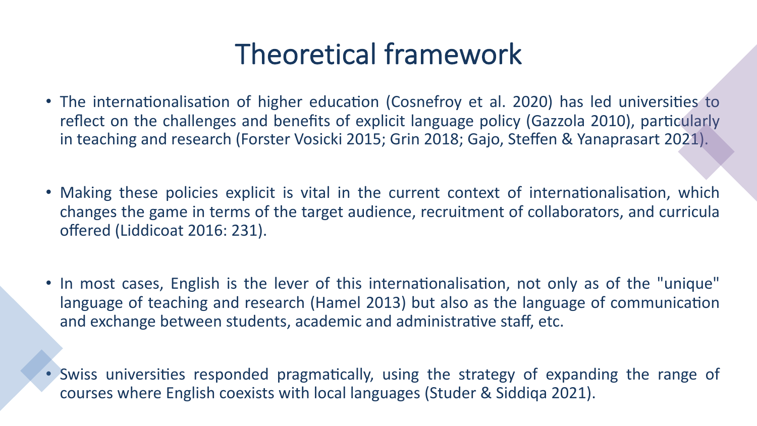# Theoretical framework

- The internationalisation of higher education (Cosnefroy et al. 2020) has led universities to reflect on the challenges and benefits of explicit language policy (Gazzola 2010), particularly in teaching and research (Forster Vosicki 2015; Grin 2018; Gajo, Steffen & Yanaprasart 2021).

- Making these policies explicit is vital in the current context of internationalisation, which changes the game in terms of the target audience, recruitment of collaborators, and curricula offered (Liddicoat 2016: 231).

- In most cases, English is the lever of this internationalisation, not only as of the "unique" language of teaching and research (Hamel 2013) but also as the language of communication and exchange between students, academic and administrative staff, etc.

- Swiss universities responded pragmatically, using the strategy of expanding the range of courses where English coexists with local languages (Studer & Siddiqa 2021).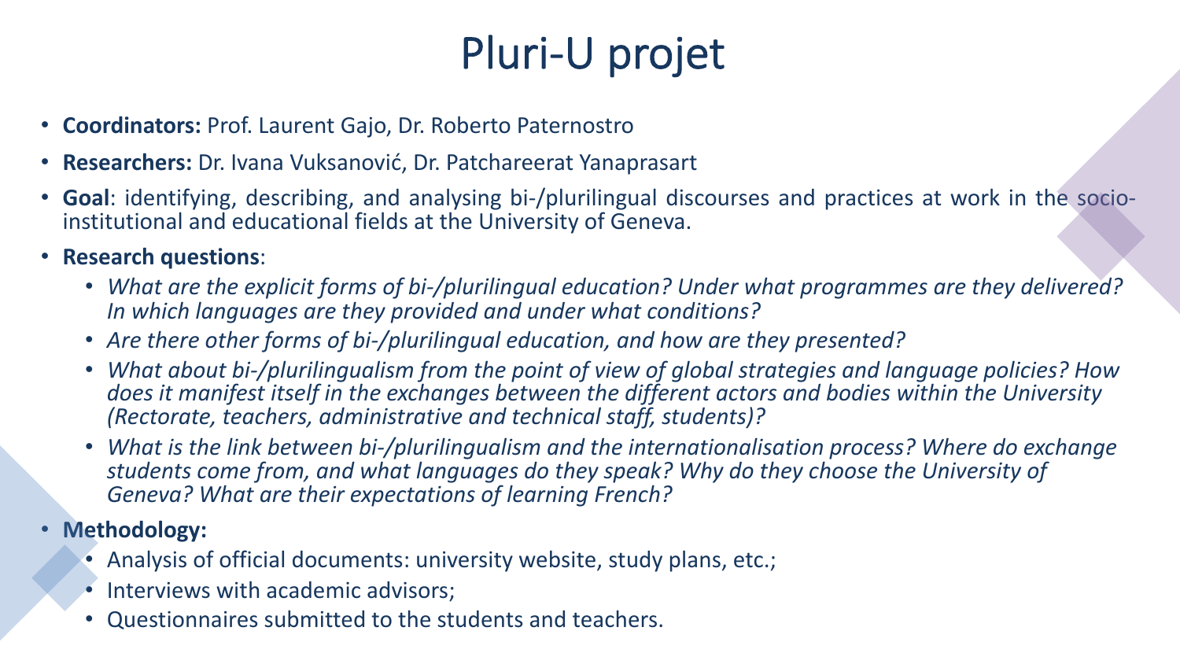# Pluri-U projet

- **Coordinators:** Prof. Laurent Gajo, Dr. Roberto Paternostro
- **Researchers:** Dr. Ivana Vuksanović, Dr. Patchareerat Yanaprasart
- **Goal**: identifying, describing, and analysing bi-/plurilingual discourses and practices at work in the socio-institutional and educational fields at the University of Geneva.
- **Research questions**:
  - *What are the explicit forms of bi-/plurilingual education? Under what programmes are they delivered? In which languages are they provided and under what conditions?*
  - *Are there other forms of bi-/plurilingual education, and how are they presented?*
  - *What about bi-/plurilingualism from the point of view of global strategies and language policies? How does it manifest itself in the exchanges between the different actors and bodies within the University (Rectorate, teachers, administrative and technical staff, students)?*
  - *What is the link between bi-/plurilingualism and the internationalisation process? Where do exchange students come from, and what languages do they speak? Why do they choose the University of Geneva? What are their expectations of learning French?*
- **Methodology:**
  - Analysis of official documents: university website, study plans, etc.;
  - Interviews with academic advisors;
  - Questionnaires submitted to the students and teachers.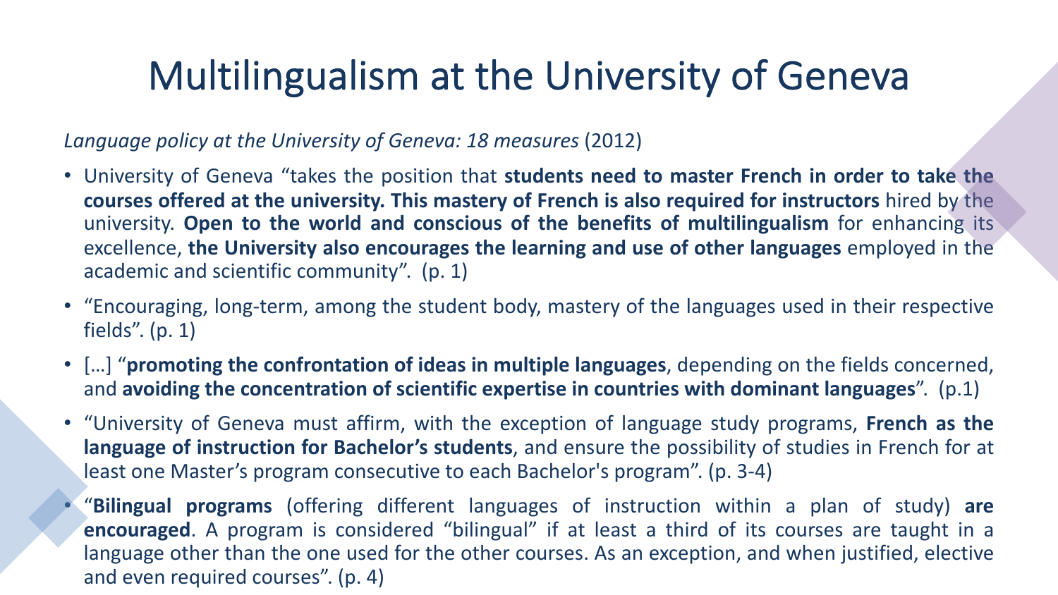# Multilingualism at the University of Geneva

*Language policy at the University of Geneva: 18 measures* (2012)

- University of Geneva "takes the position that **students need to master French in order to take the courses offered at the university. This mastery of French is also required for instructors** hired by the university. **Open to the world and conscious of the benefits of multilingualism** for enhancing its excellence, **the University also encourages the learning and use of other languages** employed in the academic and scientific community". (p. 1)
- "Encouraging, long-term, among the student body, mastery of the languages used in their respective fields". (p. 1)
- […] "**promoting the confrontation of ideas in multiple languages**, depending on the fields concerned, and **avoiding the concentration of scientific expertise in countries with dominant languages**". (p.1)
- "University of Geneva must affirm, with the exception of language study programs, **French as the language of instruction for Bachelor's students**, and ensure the possibility of studies in French for at least one Master's program consecutive to each Bachelor's program". (p. 3-4)
- "**Bilingual programs** (offering different languages of instruction within a plan of study) **are encouraged**. A program is considered "bilingual" if at least a third of its courses are taught in a language other than the one used for the other courses. As an exception, and when justified, elective and even required courses". (p. 4)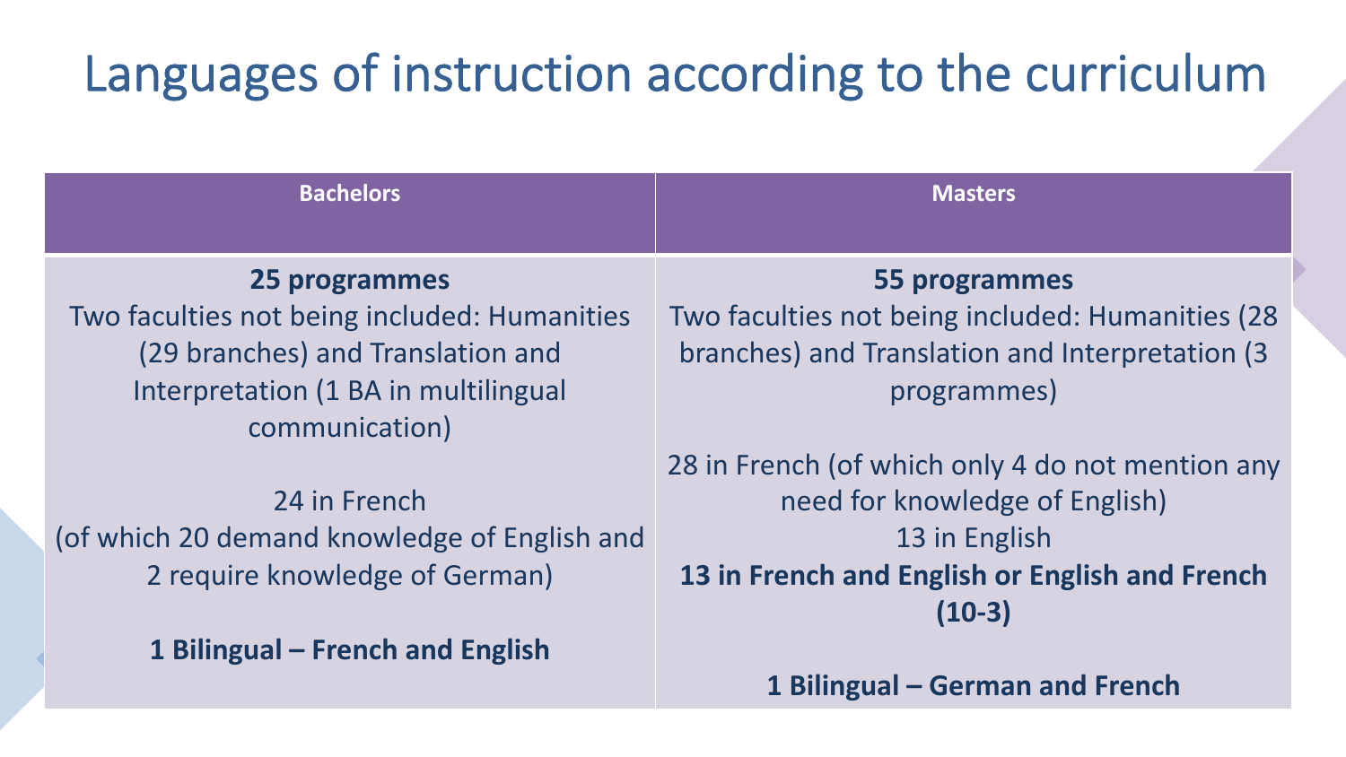# Languages of instruction according to the curriculum

| Bachelors | Masters |
| --- | --- |
| **25 programmes**<br>Two faculties not being included: Humanities (29 branches) and Translation and Interpretation (1 BA in multilingual communication)<br><br>24 in French<br>(of which 20 demand knowledge of English and 2 require knowledge of German)<br><br>**1 Bilingual – French and English** | **55 programmes**<br>Two faculties not being included: Humanities (28 branches) and Translation and Interpretation (3 programmes)<br><br>28 in French (of which only 4 do not mention any need for knowledge of English)<br>13 in English<br>**13 in French and English or English and French (10-3)**<br><br>**1 Bilingual – German and French** |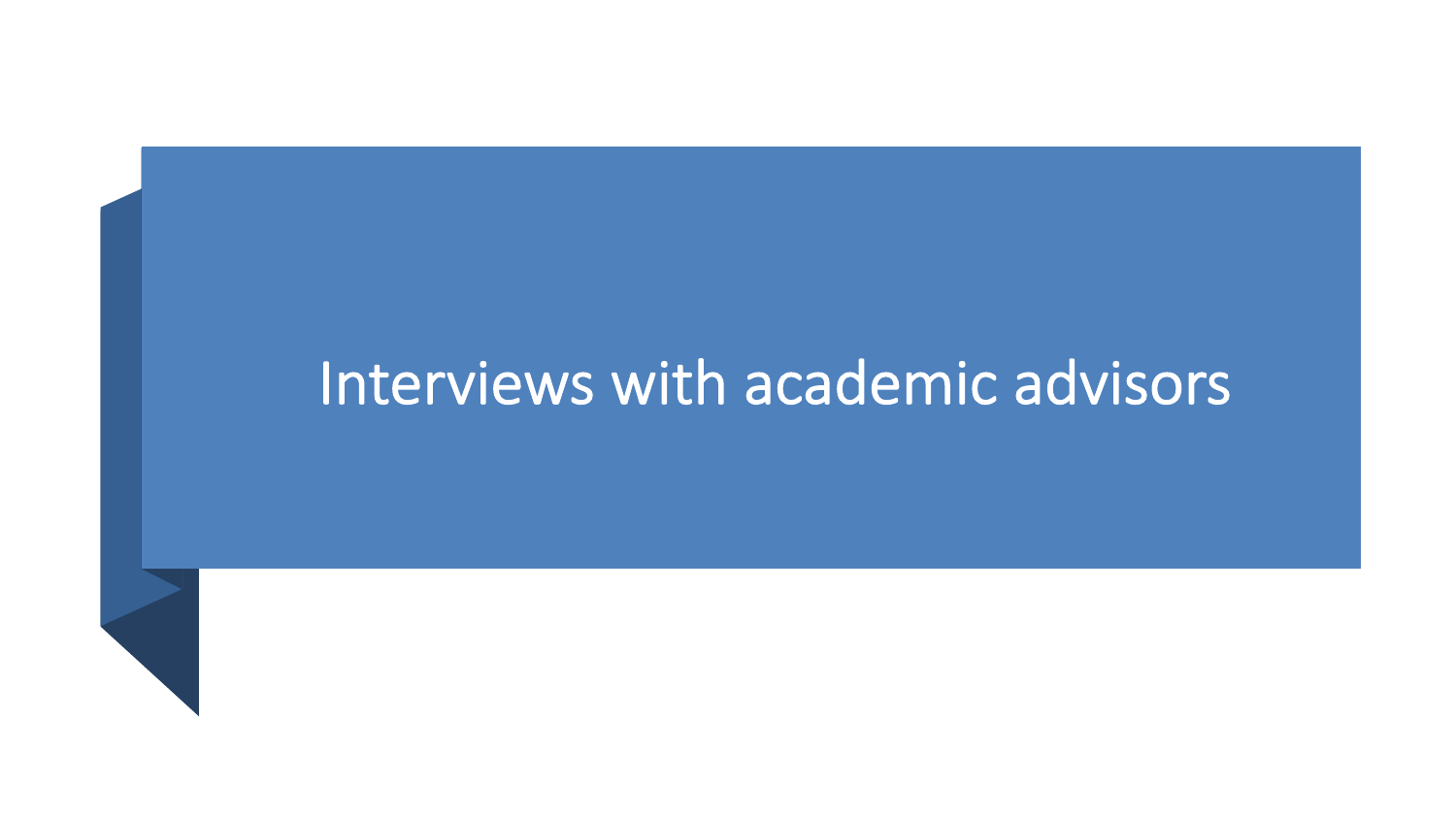# Interviews with academic advisors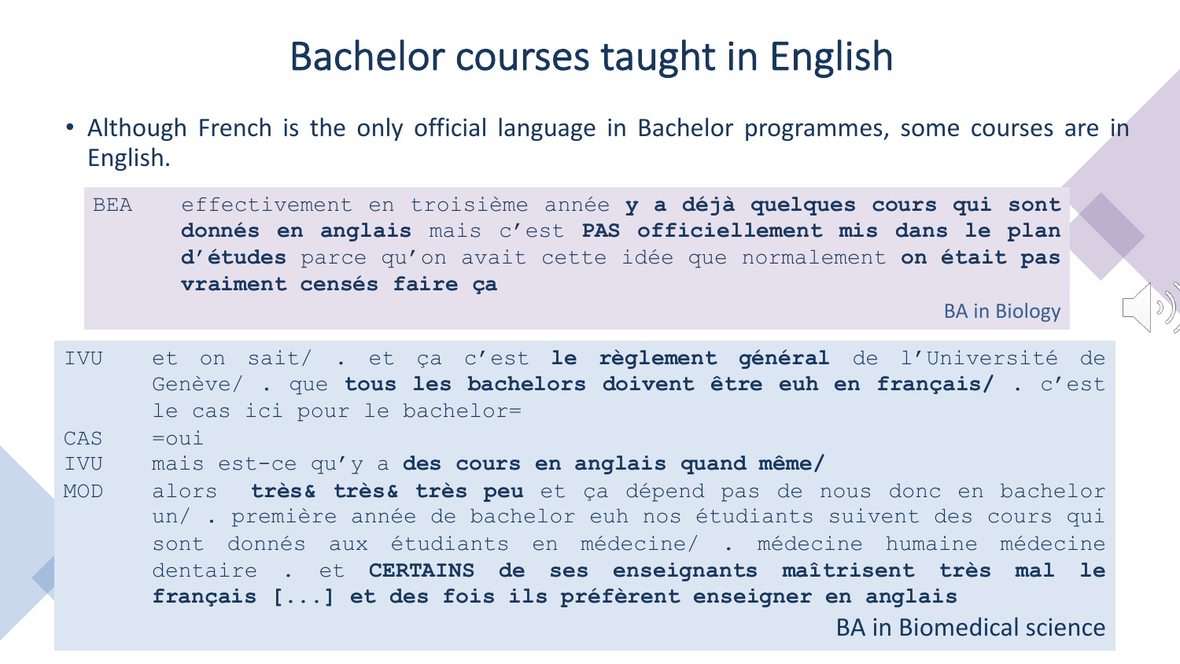# Bachelor courses taught in English

- Although French is the only official language in Bachelor programmes, some courses are in English.

| | |
|---|---|
| BEA | effectivement en troisième année **y a déjà quelques cours qui sont donnés en anglais** mais c'est **PAS officiellement mis dans le plan d'études** parce qu'on avait cette idée que normalement **on était pas vraiment censés faire ça** |

BA in Biology

| | |
|---|---|
| IVU | et on sait/ . et ça c'est **le règlement général** de l'Université de Genève/ . que **tous les bachelors doivent être euh en français/** . c'est le cas ici pour le bachelor= |
| CAS | =oui |
| IVU | mais est-ce qu'y a **des cours en anglais quand même/** |
| MOD | alors **très& très& très peu** et ça dépend pas de nous donc en bachelor un/ . première année de bachelor euh nos étudiants suivent des cours qui sont donnés aux étudiants en médecine/ . médecine humaine médecine dentaire . et **CERTAINS de ses enseignants maîtrisent très mal le français [...] et des fois ils préfèrent enseigner en anglais** |

BA in Biomedical science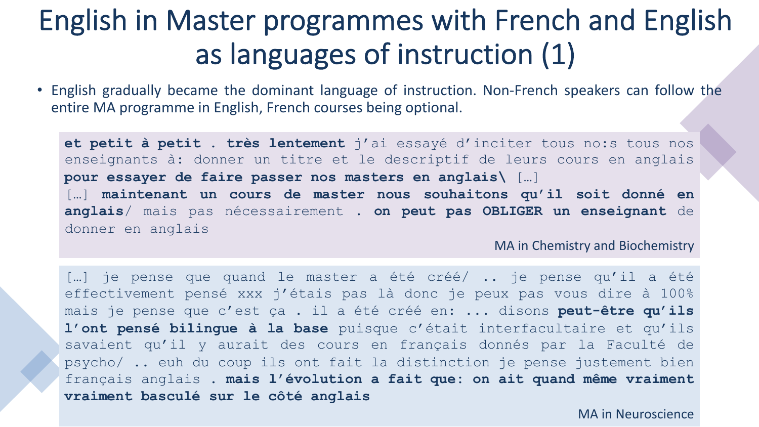# English in Master programmes with French and English as languages of instruction (1)

- English gradually became the dominant language of instruction. Non-French speakers can follow the entire MA programme in English, French courses being optional.

> **et petit à petit . très lentement** j'ai essayé d'inciter tous no:s tous nos enseignants à: donner un titre et le descriptif de leurs cours en anglais **pour essayer de faire passer nos masters en anglais\** […]
> […] **maintenant un cours de master nous souhaitons qu'il soit donné en anglais**/ mais pas nécessairement **. on peut pas OBLIGER un enseignant** de donner en anglais
>
> MA in Chemistry and Biochemistry

> […] je pense que quand le master a été créé/ .. je pense qu'il a été effectivement pensé xxx j'étais pas là donc je peux pas vous dire à 100% mais je pense que c'est ça . il a été créé en: ... disons **peut-être qu'ils l'ont pensé bilingue à la base** puisque c'était interfacultaire et qu'ils savaient qu'il y aurait des cours en français donnés par la Faculté de psycho/ .. euh du coup ils ont fait la distinction je pense justement bien français anglais **. mais l'évolution a fait que: on ait quand même vraiment vraiment basculé sur le côté anglais**
>
> MA in Neuroscience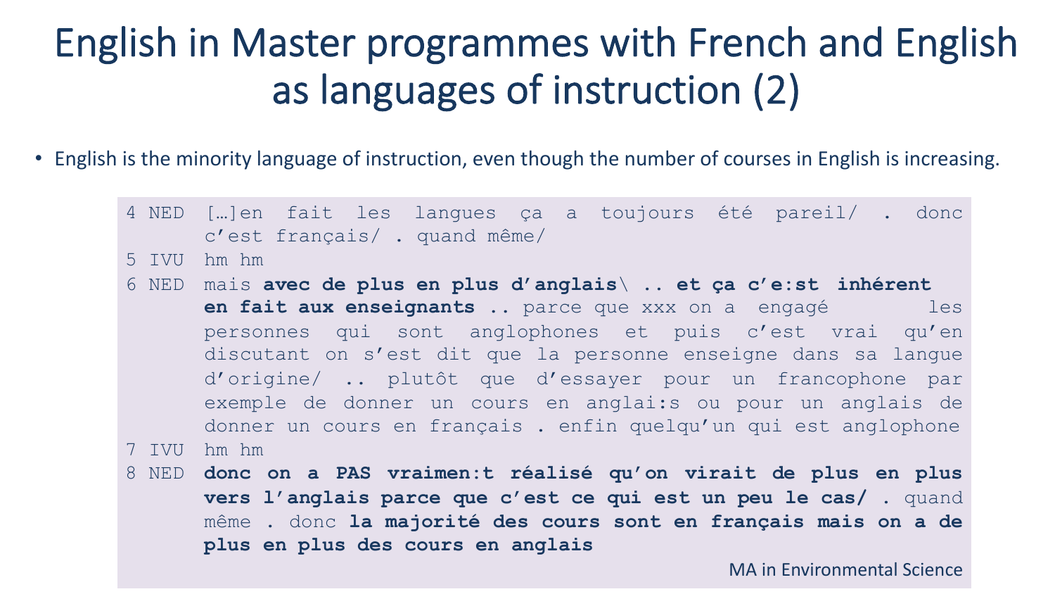# English in Master programmes with French and English as languages of instruction (2)

- English is the minority language of instruction, even though the number of courses in English is increasing.

| | | |
|---|---|---|
| 4 | NED | […]en fait les langues ça a toujours été pareil/ . donc c'est français/ . quand même/ |
| 5 | IVU | hm hm |
| 6 | NED | mais **avec de plus en plus d'anglais\ .. et ça c'e:st inhérent en fait aux enseignants** .. parce que xxx on a engagé les personnes qui sont anglophones et puis c'est vrai qu'en discutant on s'est dit que la personne enseigne dans sa langue d'origine/ .. plutôt que d'essayer pour un francophone par exemple de donner un cours en anglai:s ou pour un anglais de donner un cours en français . enfin quelqu'un qui est anglophone |
| 7 | IVU | hm hm |
| 8 | NED | **donc on a PAS vraimen:t réalisé qu'on virait de plus en plus vers l'anglais parce que c'est ce qui est un peu le cas/** . quand même . donc **la majorité des cours sont en français mais on a de plus en plus des cours en anglais** |

MA in Environmental Science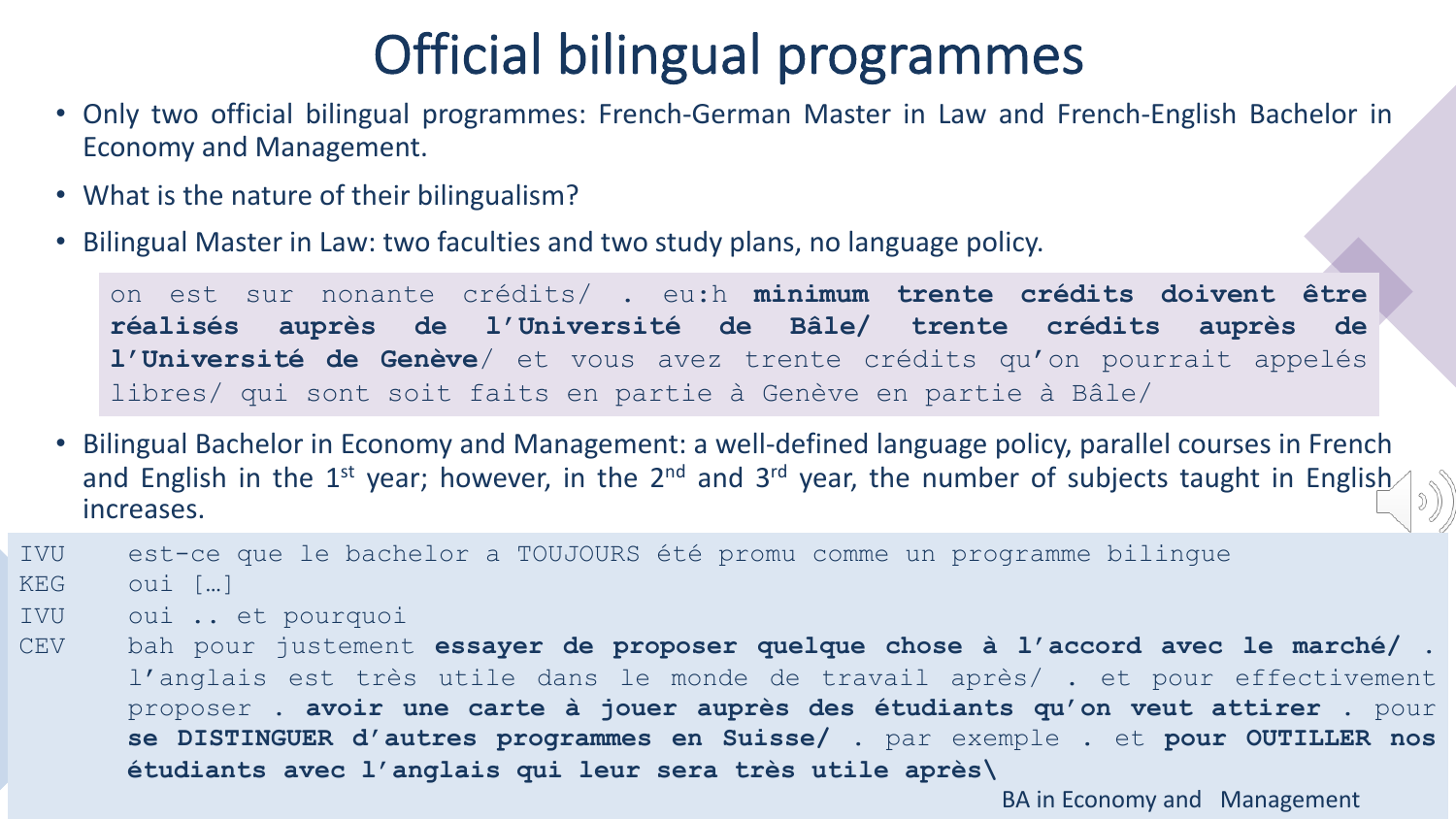# Official bilingual programmes

- Only two official bilingual programmes: French-German Master in Law and French-English Bachelor in Economy and Management.
- What is the nature of their bilingualism?
- Bilingual Master in Law: two faculties and two study plans, no language policy.

> on est sur nonante crédits/ . eu:h **minimum trente crédits doivent être réalisés auprès de l'Université de Bâle/ trente crédits auprès de l'Université de Genève**/ et vous avez trente crédits qu'on pourrait appelés libres/ qui sont soit faits en partie à Genève en partie à Bâle/

- Bilingual Bachelor in Economy and Management: a well-defined language policy, parallel courses in French and English in the 1st year; however, in the 2nd and 3rd year, the number of subjects taught in English increases.

| | |
|---|---|
| IVU | est-ce que le bachelor a TOUJOURS été promu comme un programme bilingue |
| KEG | oui […] |
| IVU | oui .. et pourquoi |
| CEV | bah pour justement **essayer de proposer quelque chose à l'accord avec le marché/** . l'anglais est très utile dans le monde de travail après/ . et pour effectivement proposer . **avoir une carte à jouer auprès des étudiants qu'on veut attirer** . pour **se DISTINGUER d'autres programmes en Suisse/** . par exemple . et **pour OUTILLER nos étudiants avec l'anglais qui leur sera très utile après\\** |

BA in Economy and Management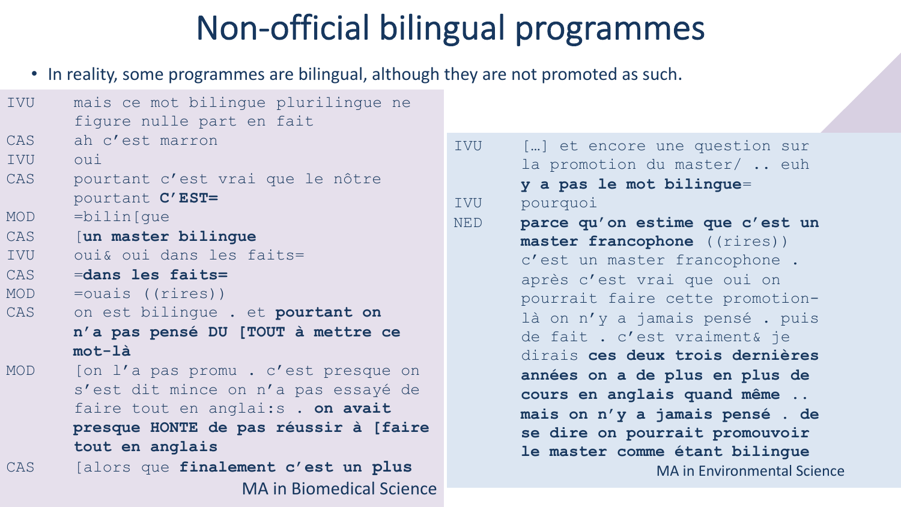# Non-official bilingual programmes

- In reality, some programmes are bilingual, although they are not promoted as such.

| | |
|---|---|
| IVU | mais ce mot bilingue plurilingue ne figure nulle part en fait |
| CAS | ah c'est marron |
| IVU | oui |
| CAS | pourtant c'est vrai que le nôtre pourtant **C'EST=** |
| MOD | =bilin[gue |
| CAS | [**un master bilingue** |
| IVU | oui& oui dans les faits= |
| CAS | =**dans les faits=** |
| MOD | =ouais ((rires)) |
| CAS | on est bilingue . et **pourtant on n'a pas pensé DU [TOUT à mettre ce mot-là** |
| MOD | [on l'a pas promu . c'est presque on s'est dit mince on n'a pas essayé de faire tout en anglai:s . **on avait presque HONTE de pas réussir à [faire tout en anglais** |
| CAS | [alors que **finalement c'est un plus** |

MA in Biomedical Science

| | |
|---|---|
| IVU | […] et encore une question sur la promotion du master/ .. euh **y a pas le mot bilingue**= |
| IVU | pourquoi |
| NED | **parce qu'on estime que c'est un master francophone** ((rires)) c'est un master francophone . après c'est vrai que oui on pourrait faire cette promotion-là on n'y a jamais pensé . puis de fait . c'est vraiment& je dirais **ces deux trois dernières années on a de plus en plus de cours en anglais quand même .. mais on n'y a jamais pensé . de se dire on pourrait promouvoir le master comme étant bilingue** |

MA in Environmental Science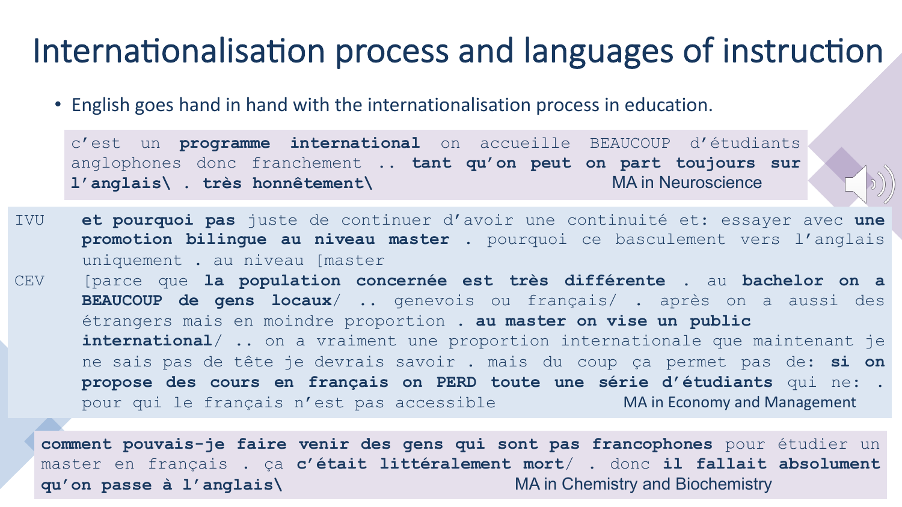# Internationalisation process and languages of instruction

- English goes hand in hand with the internationalisation process in education.

> c'est un **programme international** on accueille BEAUCOUP d'étudiants anglophones donc franchement .. **tant qu'on peut on part toujours sur l'anglais\ . très honnêtement\**
>
> MA in Neuroscience

> IVU **et pourquoi pas** juste de continuer d'avoir une continuité et: essayer avec **une promotion bilingue au niveau master** . pourquoi ce basculement vers l'anglais uniquement . au niveau [master
>
> CEV [parce que **la population concernée est très différente** . au **bachelor on a BEAUCOUP de gens locaux**/ .. genevois ou français/ . après on a aussi des étrangers mais en moindre proportion . **au master on vise un public international**/ .. on a vraiment une proportion internationale que maintenant je ne sais pas de tête je devrais savoir . mais du coup ça permet pas de: **si on propose des cours en français on PERD toute une série d'étudiants** qui ne: . pour qui le français n'est pas accessible
>
> MA in Economy and Management

> **comment pouvais-je faire venir des gens qui sont pas francophones** pour étudier un master en français . ça **c'était littéralement mort**/ . donc **il fallait absolument qu'on passe à l'anglais\**
>
> MA in Chemistry and Biochemistry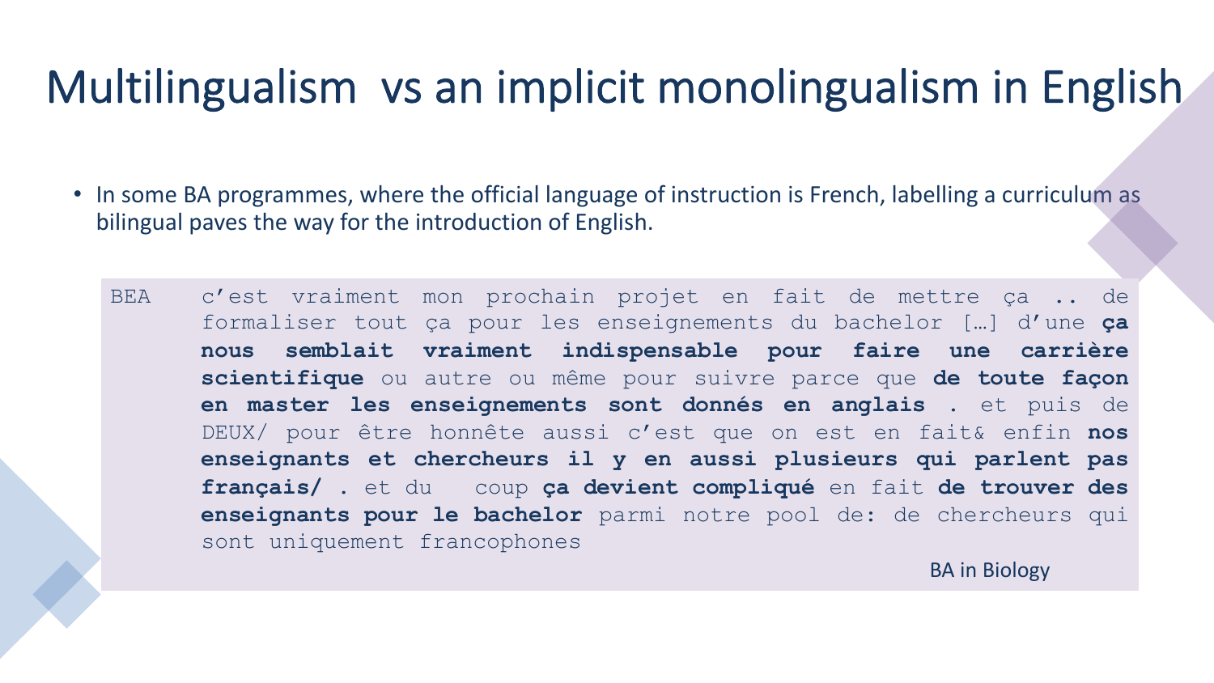# Multilingualism vs an implicit monolingualism in English

- In some BA programmes, where the official language of instruction is French, labelling a curriculum as bilingual paves the way for the introduction of English.

BEA c'est vraiment mon prochain projet en fait de mettre ça .. de formaliser tout ça pour les enseignements du bachelor […] d'une **ça nous semblait vraiment indispensable pour faire une carrière scientifique** ou autre ou même pour suivre parce que **de toute façon en master les enseignements sont donnés en anglais .** et puis de DEUX/ pour être honnête aussi c'est que on est en fait& enfin **nos enseignants et chercheurs il y en aussi plusieurs qui parlent pas français/ .** et du coup **ça devient compliqué** en fait **de trouver des enseignants pour le bachelor** parmi notre pool de: de chercheurs qui sont uniquement francophones

BA in Biology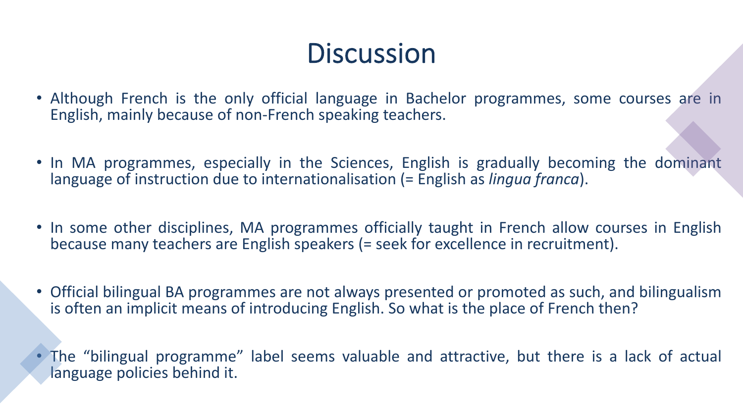# Discussion

- Although French is the only official language in Bachelor programmes, some courses are in English, mainly because of non-French speaking teachers.
- In MA programmes, especially in the Sciences, English is gradually becoming the dominant language of instruction due to internationalisation (= English as *lingua franca*).
- In some other disciplines, MA programmes officially taught in French allow courses in English because many teachers are English speakers (= seek for excellence in recruitment).
- Official bilingual BA programmes are not always presented or promoted as such, and bilingualism is often an implicit means of introducing English. So what is the place of French then?
- The "bilingual programme" label seems valuable and attractive, but there is a lack of actual language policies behind it.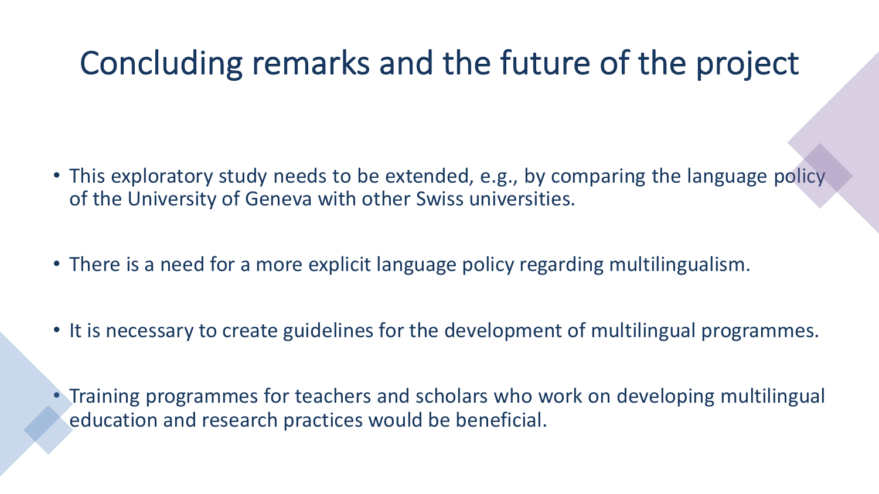# Concluding remarks and the future of the project

- This exploratory study needs to be extended, e.g., by comparing the language policy of the University of Geneva with other Swiss universities.
- There is a need for a more explicit language policy regarding multilingualism.
- It is necessary to create guidelines for the development of multilingual programmes.
- Training programmes for teachers and scholars who work on developing multilingual education and research practices would be beneficial.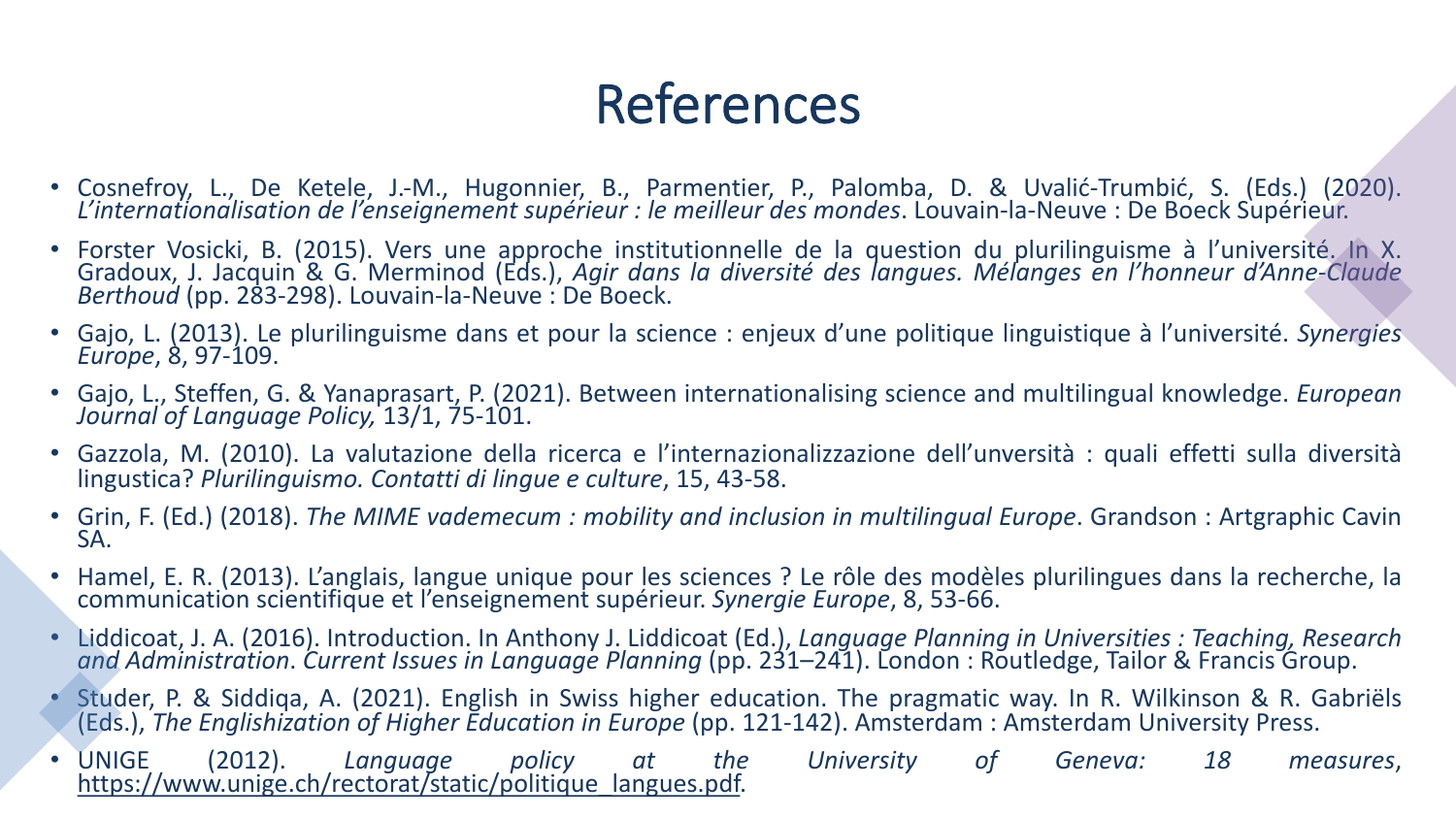# References

- Cosnefroy, L., De Ketele, J.-M., Hugonnier, B., Parmentier, P., Palomba, D. & Uvalić-Trumbić, S. (Eds.) (2020). *L'internationalisation de l'enseignement supérieur : le meilleur des mondes*. Louvain-la-Neuve : De Boeck Supérieur.
- Forster Vosicki, B. (2015). Vers une approche institutionnelle de la question du plurilinguisme à l'université. In X. Gradoux, J. Jacquin & G. Merminod (Eds.), *Agir dans la diversité des langues. Mélanges en l'honneur d'Anne-Claude Berthoud* (pp. 283-298). Louvain-la-Neuve : De Boeck.
- Gajo, L. (2013). Le plurilinguisme dans et pour la science : enjeux d'une politique linguistique à l'université. *Synergies Europe*, 8, 97-109.
- Gajo, L., Steffen, G. & Yanaprasart, P. (2021). Between internationalising science and multilingual knowledge. *European Journal of Language Policy,* 13/1, 75-101.
- Gazzola, M. (2010). La valutazione della ricerca e l'internazionalizzazione dell'unversità : quali effetti sulla diversità lingustica? *Plurilinguismo. Contatti di lingue e culture*, 15, 43-58.
- Grin, F. (Ed.) (2018). *The MIME vademecum : mobility and inclusion in multilingual Europe*. Grandson : Artgraphic Cavin SA.
- Hamel, E. R. (2013). L'anglais, langue unique pour les sciences ? Le rôle des modèles plurilingues dans la recherche, la communication scientifique et l'enseignement supérieur. *Synergie Europe*, 8, 53-66.
- Liddicoat, J. A. (2016). Introduction. In Anthony J. Liddicoat (Ed.), *Language Planning in Universities : Teaching, Research and Administration*. *Current Issues in Language Planning* (pp. 231–241). London : Routledge, Tailor & Francis Group.
- Studer, P. & Siddiqa, A. (2021). English in Swiss higher education. The pragmatic way. In R. Wilkinson & R. Gabriëls (Eds.), *The Englishization of Higher Education in Europe* (pp. 121-142). Amsterdam : Amsterdam University Press.
- UNIGE (2012). *Language policy at the University of Geneva: 18 measures*, https://www.unige.ch/rectorat/static/politique_langues.pdf.